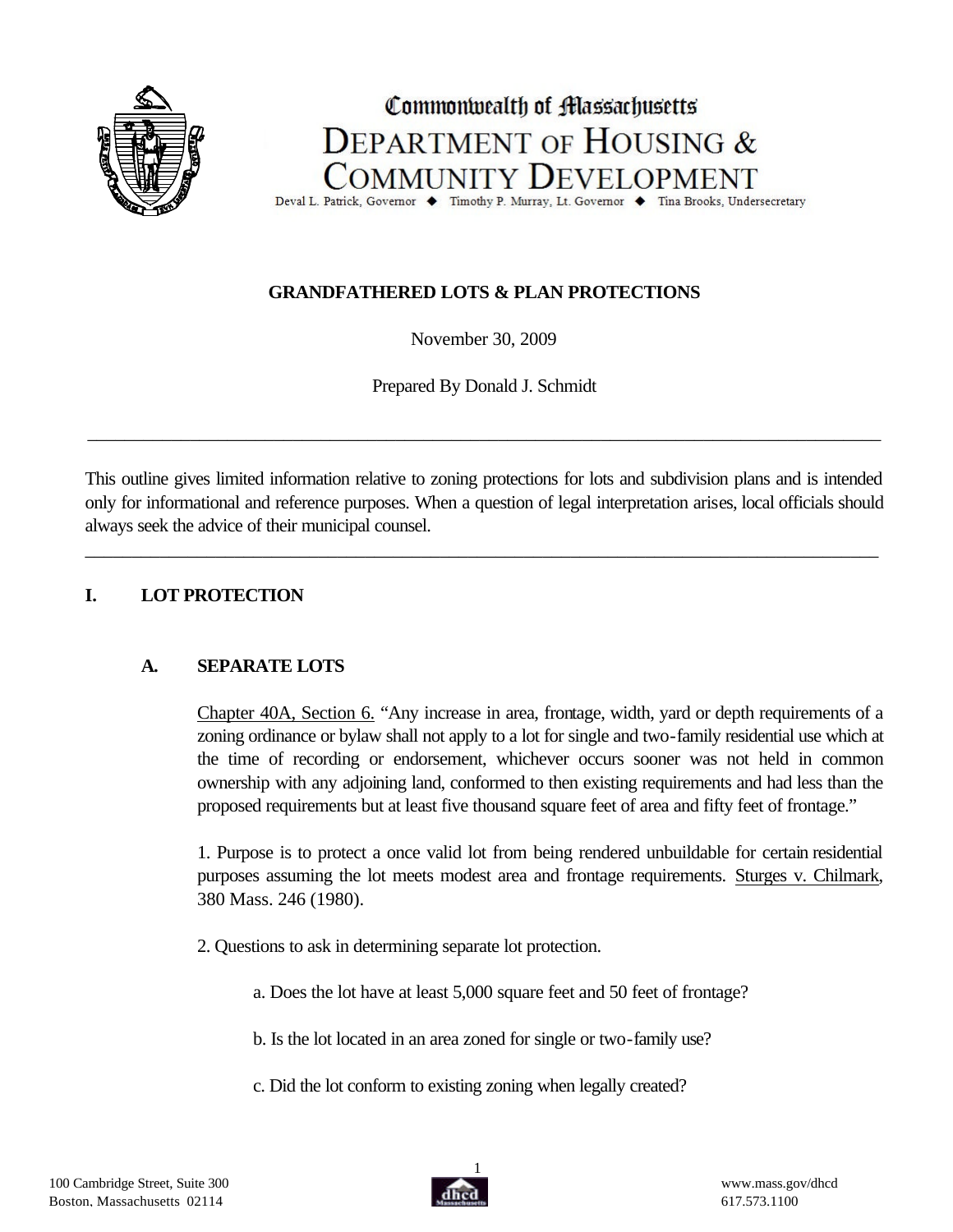Commonwealth of Massachusetts

DEPARTMENT OF HOUSING & COMMUNITY DEVELOPMENT

Deval L. Patrick, Governor ◆ Timothy P. Murray, Lt. Governor ◆ Tina Brooks, Undersecretary

**GRANDFATHERED LOTS & PLAN PROTECTIONS**

November 30, 2009

Prepared By Donald J. Schmidt

---

This outline gives limited information relative to zoning protections for lots and subdivision plans and is intended only for informational and reference purposes. When a question of legal interpretation arises, local officials should always seek the advice of their municipal counsel.

---

## I. LOT PROTECTION

### A. SEPARATE LOTS

Chapter 40A, Section 6. "Any increase in area, frontage, width, yard or depth requirements of a zoning ordinance or bylaw shall not apply to a lot for single and two-family residential use which at the time of recording or endorsement, whichever occurs sooner was not held in common ownership with any adjoining land, conformed to then existing requirements and had less than the proposed requirements but at least five thousand square feet of area and fifty feet of frontage."

1. Purpose is to protect a once valid lot from being rendered unbuildable for certain residential purposes assuming the lot meets modest area and frontage requirements. Sturges v. Chilmark, 380 Mass. 246 (1980).

2. Questions to ask in determining separate lot protection.

   a. Does the lot have at least 5,000 square feet and 50 feet of frontage?

   b. Is the lot located in an area zoned for single or two-family use?

   c. Did the lot conform to existing zoning when legally created?

100 Cambridge Street, Suite 300
Boston, Massachusetts 02114

www.mass.gov/dhcd
617.573.1100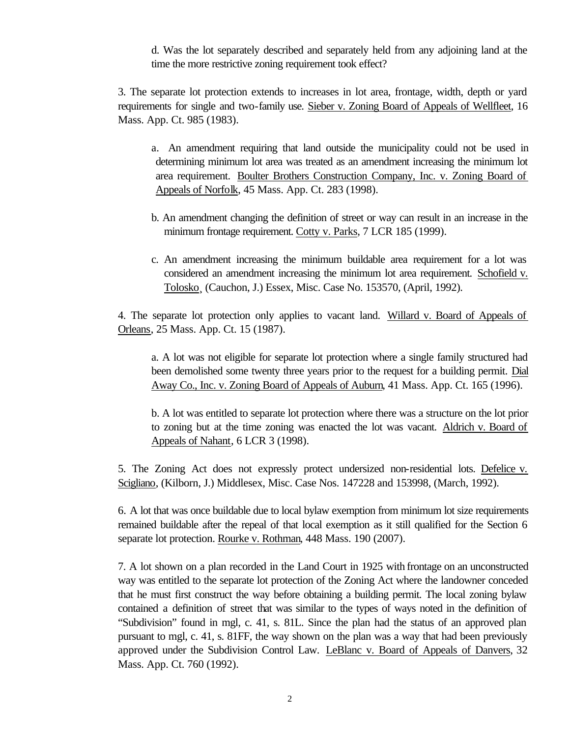d. Was the lot separately described and separately held from any adjoining land at the time the more restrictive zoning requirement took effect?

3. The separate lot protection extends to increases in lot area, frontage, width, depth or yard requirements for single and two-family use. Sieber v. Zoning Board of Appeals of Wellfleet, 16 Mass. App. Ct. 985 (1983).

a. An amendment requiring that land outside the municipality could not be used in determining minimum lot area was treated as an amendment increasing the minimum lot area requirement. Boulter Brothers Construction Company, Inc. v. Zoning Board of Appeals of Norfolk, 45 Mass. App. Ct. 283 (1998).

b. An amendment changing the definition of street or way can result in an increase in the minimum frontage requirement. Cotty v. Parks, 7 LCR 185 (1999).

c. An amendment increasing the minimum buildable area requirement for a lot was considered an amendment increasing the minimum lot area requirement. Schofield v. Tolosko, (Cauchon, J.) Essex, Misc. Case No. 153570, (April, 1992).

4. The separate lot protection only applies to vacant land. Willard v. Board of Appeals of Orleans, 25 Mass. App. Ct. 15 (1987).

a. A lot was not eligible for separate lot protection where a single family structured had been demolished some twenty three years prior to the request for a building permit. Dial Away Co., Inc. v. Zoning Board of Appeals of Auburn, 41 Mass. App. Ct. 165 (1996).

b. A lot was entitled to separate lot protection where there was a structure on the lot prior to zoning but at the time zoning was enacted the lot was vacant. Aldrich v. Board of Appeals of Nahant, 6 LCR 3 (1998).

5. The Zoning Act does not expressly protect undersized non-residential lots. Defelice v. Scigliano, (Kilborn, J.) Middlesex, Misc. Case Nos. 147228 and 153998, (March, 1992).

6. A lot that was once buildable due to local bylaw exemption from minimum lot size requirements remained buildable after the repeal of that local exemption as it still qualified for the Section 6 separate lot protection. Rourke v. Rothman, 448 Mass. 190 (2007).

7. A lot shown on a plan recorded in the Land Court in 1925 with frontage on an unconstructed way was entitled to the separate lot protection of the Zoning Act where the landowner conceded that he must first construct the way before obtaining a building permit. The local zoning bylaw contained a definition of street that was similar to the types of ways noted in the definition of "Subdivision" found in mgl, c. 41, s. 81L. Since the plan had the status of an approved plan pursuant to mgl, c. 41, s. 81FF, the way shown on the plan was a way that had been previously approved under the Subdivision Control Law. LeBlanc v. Board of Appeals of Danvers, 32 Mass. App. Ct. 760 (1992).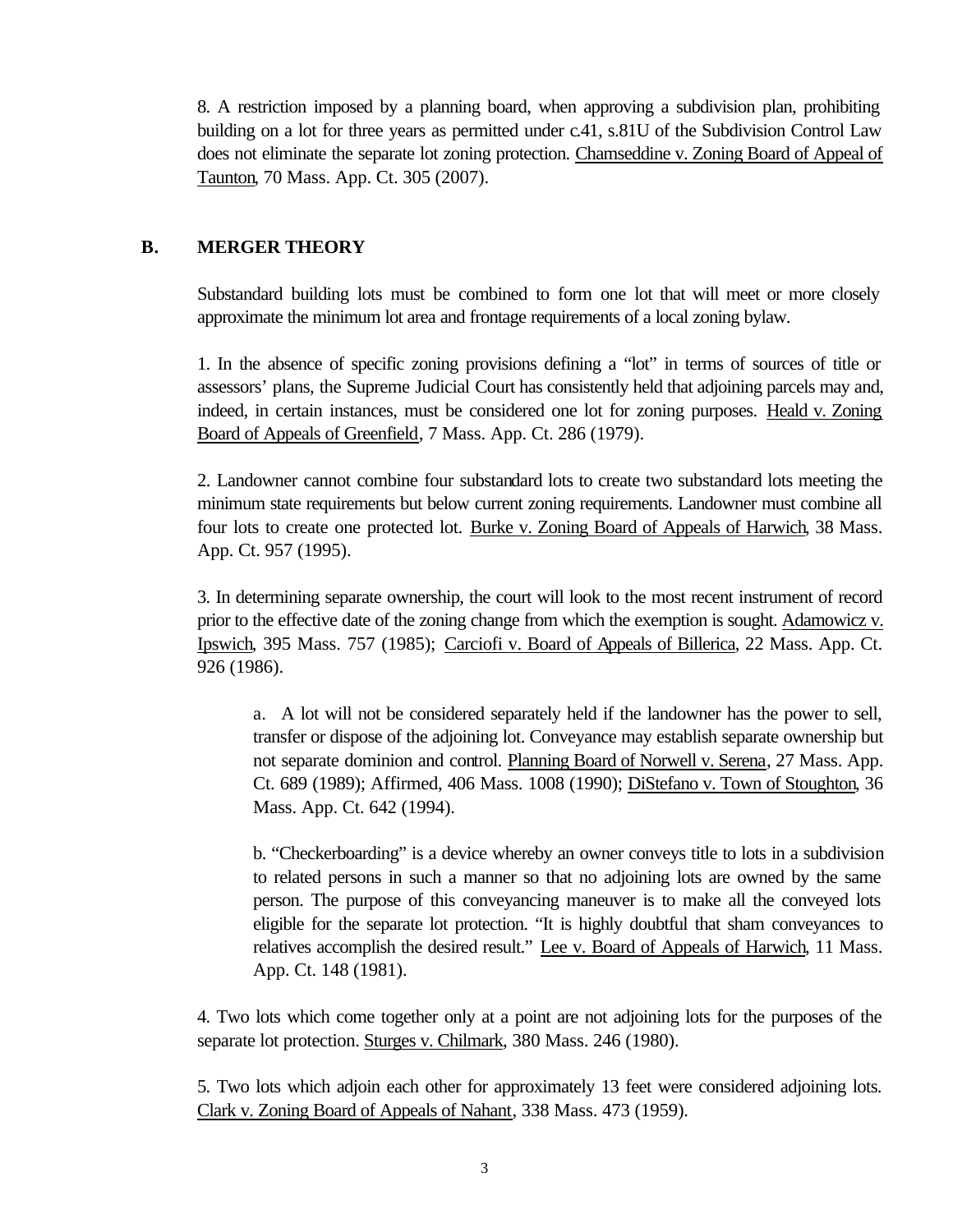8. A restriction imposed by a planning board, when approving a subdivision plan, prohibiting building on a lot for three years as permitted under c.41, s.81U of the Subdivision Control Law does not eliminate the separate lot zoning protection. Chamseddine v. Zoning Board of Appeal of Taunton, 70 Mass. App. Ct. 305 (2007).

## B. MERGER THEORY

Substandard building lots must be combined to form one lot that will meet or more closely approximate the minimum lot area and frontage requirements of a local zoning bylaw.

1. In the absence of specific zoning provisions defining a "lot" in terms of sources of title or assessors' plans, the Supreme Judicial Court has consistently held that adjoining parcels may and, indeed, in certain instances, must be considered one lot for zoning purposes. Heald v. Zoning Board of Appeals of Greenfield, 7 Mass. App. Ct. 286 (1979).

2. Landowner cannot combine four substandard lots to create two substandard lots meeting the minimum state requirements but below current zoning requirements. Landowner must combine all four lots to create one protected lot. Burke v. Zoning Board of Appeals of Harwich, 38 Mass. App. Ct. 957 (1995).

3. In determining separate ownership, the court will look to the most recent instrument of record prior to the effective date of the zoning change from which the exemption is sought. Adamowicz v. Ipswich, 395 Mass. 757 (1985); Carciofi v. Board of Appeals of Billerica, 22 Mass. App. Ct. 926 (1986).

   a. A lot will not be considered separately held if the landowner has the power to sell, transfer or dispose of the adjoining lot. Conveyance may establish separate ownership but not separate dominion and control. Planning Board of Norwell v. Serena, 27 Mass. App. Ct. 689 (1989); Affirmed, 406 Mass. 1008 (1990); DiStefano v. Town of Stoughton, 36 Mass. App. Ct. 642 (1994).

   b. "Checkerboarding" is a device whereby an owner conveys title to lots in a subdivision to related persons in such a manner so that no adjoining lots are owned by the same person. The purpose of this conveyancing maneuver is to make all the conveyed lots eligible for the separate lot protection. "It is highly doubtful that sham conveyances to relatives accomplish the desired result." Lee v. Board of Appeals of Harwich, 11 Mass. App. Ct. 148 (1981).

4. Two lots which come together only at a point are not adjoining lots for the purposes of the separate lot protection. Sturges v. Chilmark, 380 Mass. 246 (1980).

5. Two lots which adjoin each other for approximately 13 feet were considered adjoining lots. Clark v. Zoning Board of Appeals of Nahant, 338 Mass. 473 (1959).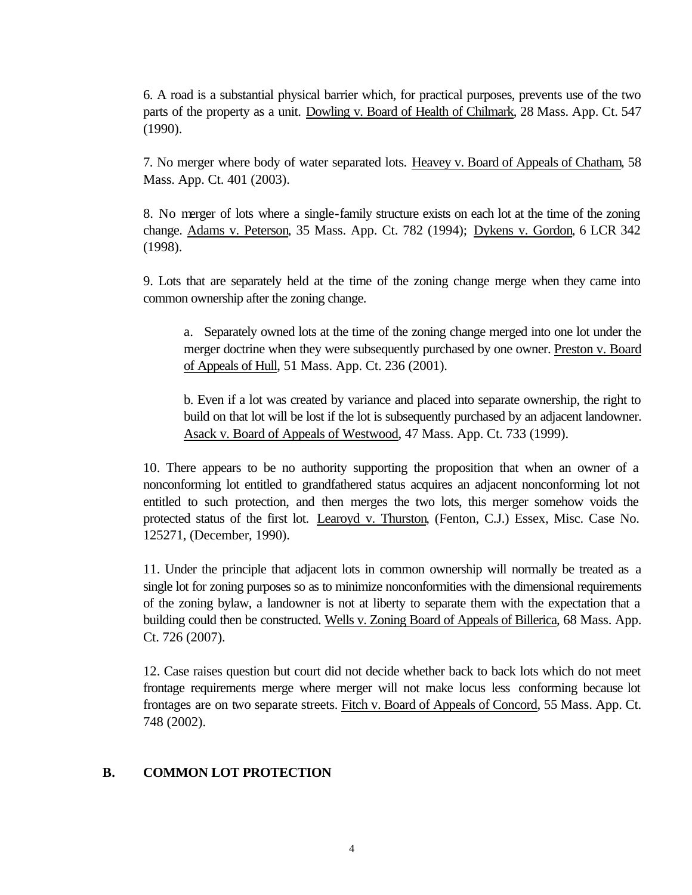6. A road is a substantial physical barrier which, for practical purposes, prevents use of the two parts of the property as a unit. <u>Dowling v. Board of Health of Chilmark</u>, 28 Mass. App. Ct. 547 (1990).

7. No merger where body of water separated lots. <u>Heavey v. Board of Appeals of Chatham</u>, 58 Mass. App. Ct. 401 (2003).

8. No merger of lots where a single-family structure exists on each lot at the time of the zoning change. <u>Adams v. Peterson</u>, 35 Mass. App. Ct. 782 (1994); <u>Dykens v. Gordon</u>, 6 LCR 342 (1998).

9. Lots that are separately held at the time of the zoning change merge when they came into common ownership after the zoning change.

> a. Separately owned lots at the time of the zoning change merged into one lot under the merger doctrine when they were subsequently purchased by one owner. <u>Preston v. Board of Appeals of Hull</u>, 51 Mass. App. Ct. 236 (2001).
>
> b. Even if a lot was created by variance and placed into separate ownership, the right to build on that lot will be lost if the lot is subsequently purchased by an adjacent landowner. <u>Asack v. Board of Appeals of Westwood</u>, 47 Mass. App. Ct. 733 (1999).

10. There appears to be no authority supporting the proposition that when an owner of a nonconforming lot entitled to grandfathered status acquires an adjacent nonconforming lot not entitled to such protection, and then merges the two lots, this merger somehow voids the protected status of the first lot. <u>Learoyd v. Thurston</u>, (Fenton, C.J.) Essex, Misc. Case No. 125271, (December, 1990).

11. Under the principle that adjacent lots in common ownership will normally be treated as a single lot for zoning purposes so as to minimize nonconformities with the dimensional requirements of the zoning bylaw, a landowner is not at liberty to separate them with the expectation that a building could then be constructed. <u>Wells v. Zoning Board of Appeals of Billerica</u>, 68 Mass. App. Ct. 726 (2007).

12. Case raises question but court did not decide whether back to back lots which do not meet frontage requirements merge where merger will not make locus less conforming because lot frontages are on two separate streets. <u>Fitch v. Board of Appeals of Concord</u>, 55 Mass. App. Ct. 748 (2002).

## B. COMMON LOT PROTECTION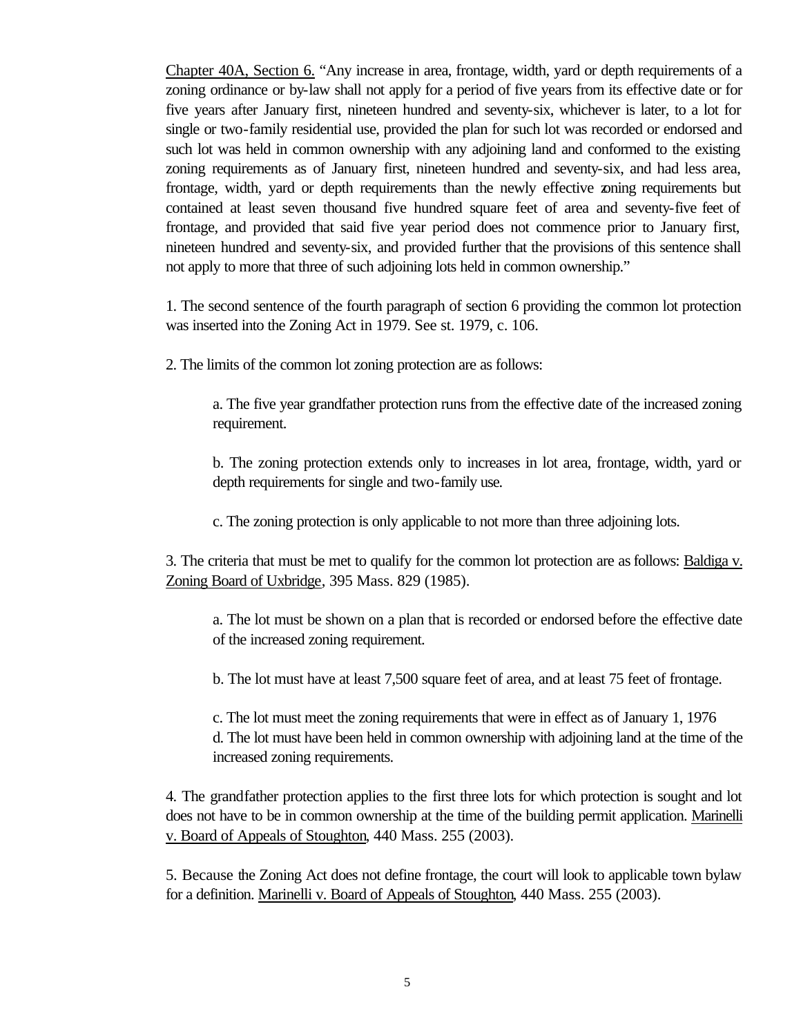Chapter 40A, Section 6. “Any increase in area, frontage, width, yard or depth requirements of a zoning ordinance or by-law shall not apply for a period of five years from its effective date or for five years after January first, nineteen hundred and seventy-six, whichever is later, to a lot for single or two-family residential use, provided the plan for such lot was recorded or endorsed and such lot was held in common ownership with any adjoining land and conformed to the existing zoning requirements as of January first, nineteen hundred and seventy-six, and had less area, frontage, width, yard or depth requirements than the newly effective zoning requirements but contained at least seven thousand five hundred square feet of area and seventy-five feet of frontage, and provided that said five year period does not commence prior to January first, nineteen hundred and seventy-six, and provided further that the provisions of this sentence shall not apply to more that three of such adjoining lots held in common ownership.”

1. The second sentence of the fourth paragraph of section 6 providing the common lot protection was inserted into the Zoning Act in 1979. See st. 1979, c. 106.

2. The limits of the common lot zoning protection are as follows:

   a. The five year grandfather protection runs from the effective date of the increased zoning requirement.

   b. The zoning protection extends only to increases in lot area, frontage, width, yard or depth requirements for single and two-family use.

   c. The zoning protection is only applicable to not more than three adjoining lots.

3. The criteria that must be met to qualify for the common lot protection are as follows: Baldiga v. Zoning Board of Uxbridge, 395 Mass. 829 (1985).

   a. The lot must be shown on a plan that is recorded or endorsed before the effective date of the increased zoning requirement.

   b. The lot must have at least 7,500 square feet of area, and at least 75 feet of frontage.

   c. The lot must meet the zoning requirements that were in effect as of January 1, 1976

   d. The lot must have been held in common ownership with adjoining land at the time of the increased zoning requirements.

4. The grandfather protection applies to the first three lots for which protection is sought and lot does not have to be in common ownership at the time of the building permit application. Marinelli v. Board of Appeals of Stoughton, 440 Mass. 255 (2003).

5. Because the Zoning Act does not define frontage, the court will look to applicable town bylaw for a definition. Marinelli v. Board of Appeals of Stoughton, 440 Mass. 255 (2003).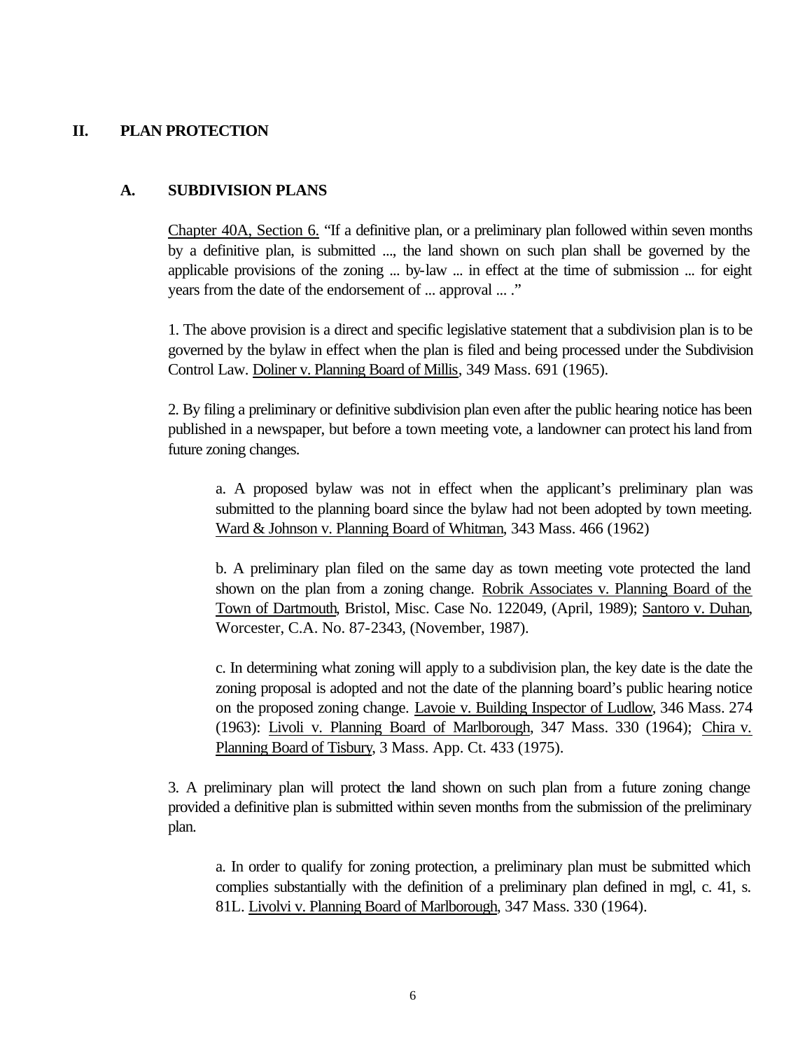## II. PLAN PROTECTION

### A. SUBDIVISION PLANS

Chapter 40A, Section 6. "If a definitive plan, or a preliminary plan followed within seven months by a definitive plan, is submitted ..., the land shown on such plan shall be governed by the applicable provisions of the zoning ... by-law ... in effect at the time of submission ... for eight years from the date of the endorsement of ... approval ... ."

1. The above provision is a direct and specific legislative statement that a subdivision plan is to be governed by the bylaw in effect when the plan is filed and being processed under the Subdivision Control Law. Doliner v. Planning Board of Millis, 349 Mass. 691 (1965).

2. By filing a preliminary or definitive subdivision plan even after the public hearing notice has been published in a newspaper, but before a town meeting vote, a landowner can protect his land from future zoning changes.

> a. A proposed bylaw was not in effect when the applicant's preliminary plan was submitted to the planning board since the bylaw had not been adopted by town meeting. Ward & Johnson v. Planning Board of Whitman, 343 Mass. 466 (1962)
>
> b. A preliminary plan filed on the same day as town meeting vote protected the land shown on the plan from a zoning change. Robrik Associates v. Planning Board of the Town of Dartmouth, Bristol, Misc. Case No. 122049, (April, 1989); Santoro v. Duhan, Worcester, C.A. No. 87-2343, (November, 1987).
>
> c. In determining what zoning will apply to a subdivision plan, the key date is the date the zoning proposal is adopted and not the date of the planning board's public hearing notice on the proposed zoning change. Lavoie v. Building Inspector of Ludlow, 346 Mass. 274 (1963): Livoli v. Planning Board of Marlborough, 347 Mass. 330 (1964); Chira v. Planning Board of Tisbury, 3 Mass. App. Ct. 433 (1975).

3. A preliminary plan will protect the land shown on such plan from a future zoning change provided a definitive plan is submitted within seven months from the submission of the preliminary plan.

> a. In order to qualify for zoning protection, a preliminary plan must be submitted which complies substantially with the definition of a preliminary plan defined in mgl, c. 41, s. 81L. Livolvi v. Planning Board of Marlborough, 347 Mass. 330 (1964).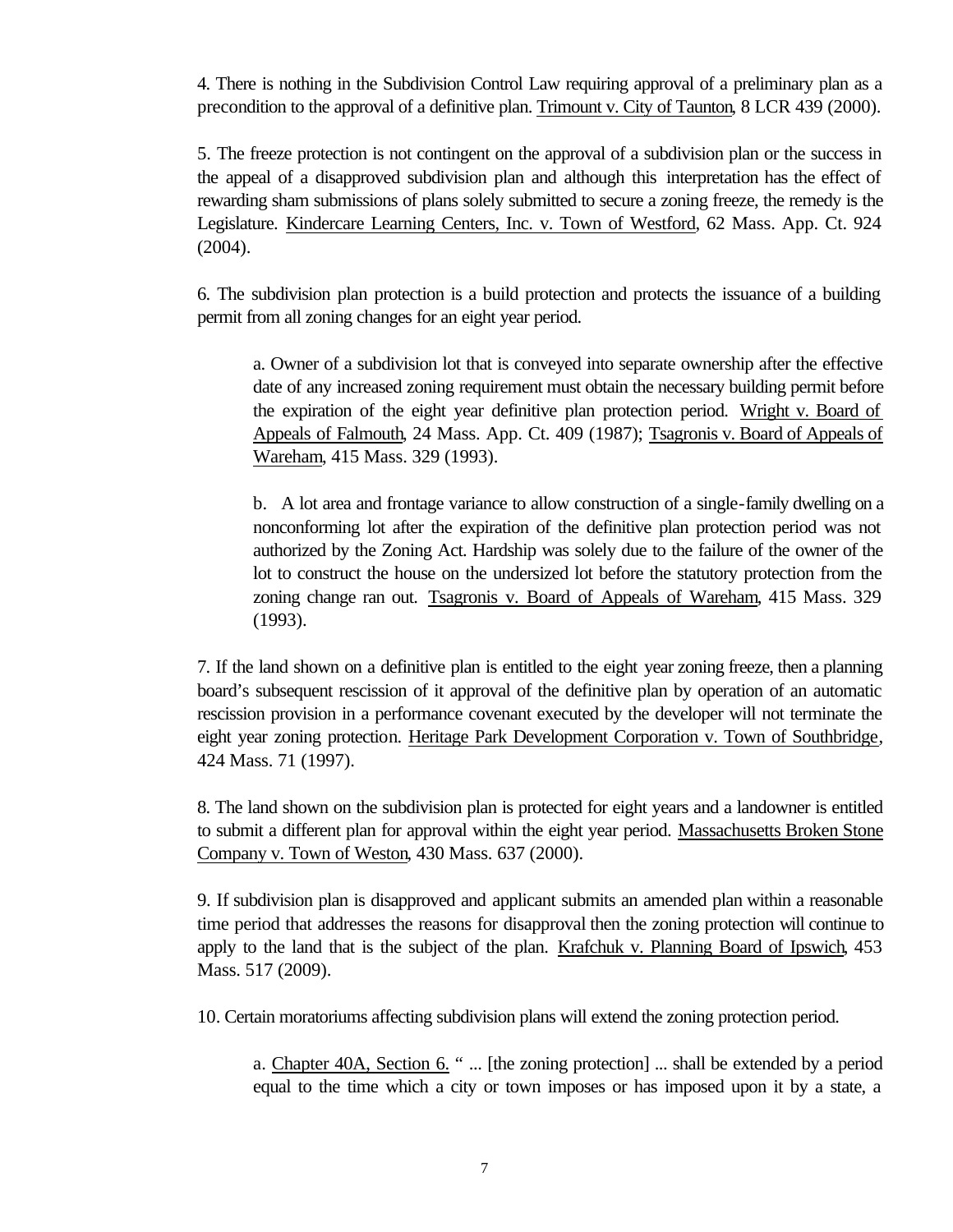4. There is nothing in the Subdivision Control Law requiring approval of a preliminary plan as a precondition to the approval of a definitive plan. Trimount v. City of Taunton, 8 LCR 439 (2000).

5. The freeze protection is not contingent on the approval of a subdivision plan or the success in the appeal of a disapproved subdivision plan and although this interpretation has the effect of rewarding sham submissions of plans solely submitted to secure a zoning freeze, the remedy is the Legislature. Kindercare Learning Centers, Inc. v. Town of Westford, 62 Mass. App. Ct. 924 (2004).

6. The subdivision plan protection is a build protection and protects the issuance of a building permit from all zoning changes for an eight year period.

> a. Owner of a subdivision lot that is conveyed into separate ownership after the effective date of any increased zoning requirement must obtain the necessary building permit before the expiration of the eight year definitive plan protection period. Wright v. Board of Appeals of Falmouth, 24 Mass. App. Ct. 409 (1987); Tsagronis v. Board of Appeals of Wareham, 415 Mass. 329 (1993).
>
> b. A lot area and frontage variance to allow construction of a single-family dwelling on a nonconforming lot after the expiration of the definitive plan protection period was not authorized by the Zoning Act. Hardship was solely due to the failure of the owner of the lot to construct the house on the undersized lot before the statutory protection from the zoning change ran out. Tsagronis v. Board of Appeals of Wareham, 415 Mass. 329 (1993).

7. If the land shown on a definitive plan is entitled to the eight year zoning freeze, then a planning board's subsequent rescission of it approval of the definitive plan by operation of an automatic rescission provision in a performance covenant executed by the developer will not terminate the eight year zoning protection. Heritage Park Development Corporation v. Town of Southbridge, 424 Mass. 71 (1997).

8. The land shown on the subdivision plan is protected for eight years and a landowner is entitled to submit a different plan for approval within the eight year period. Massachusetts Broken Stone Company v. Town of Weston, 430 Mass. 637 (2000).

9. If subdivision plan is disapproved and applicant submits an amended plan within a reasonable time period that addresses the reasons for disapproval then the zoning protection will continue to apply to the land that is the subject of the plan. Krafchuk v. Planning Board of Ipswich, 453 Mass. 517 (2009).

10. Certain moratoriums affecting subdivision plans will extend the zoning protection period.

> a. Chapter 40A, Section 6. " ... [the zoning protection] ... shall be extended by a period equal to the time which a city or town imposes or has imposed upon it by a state, a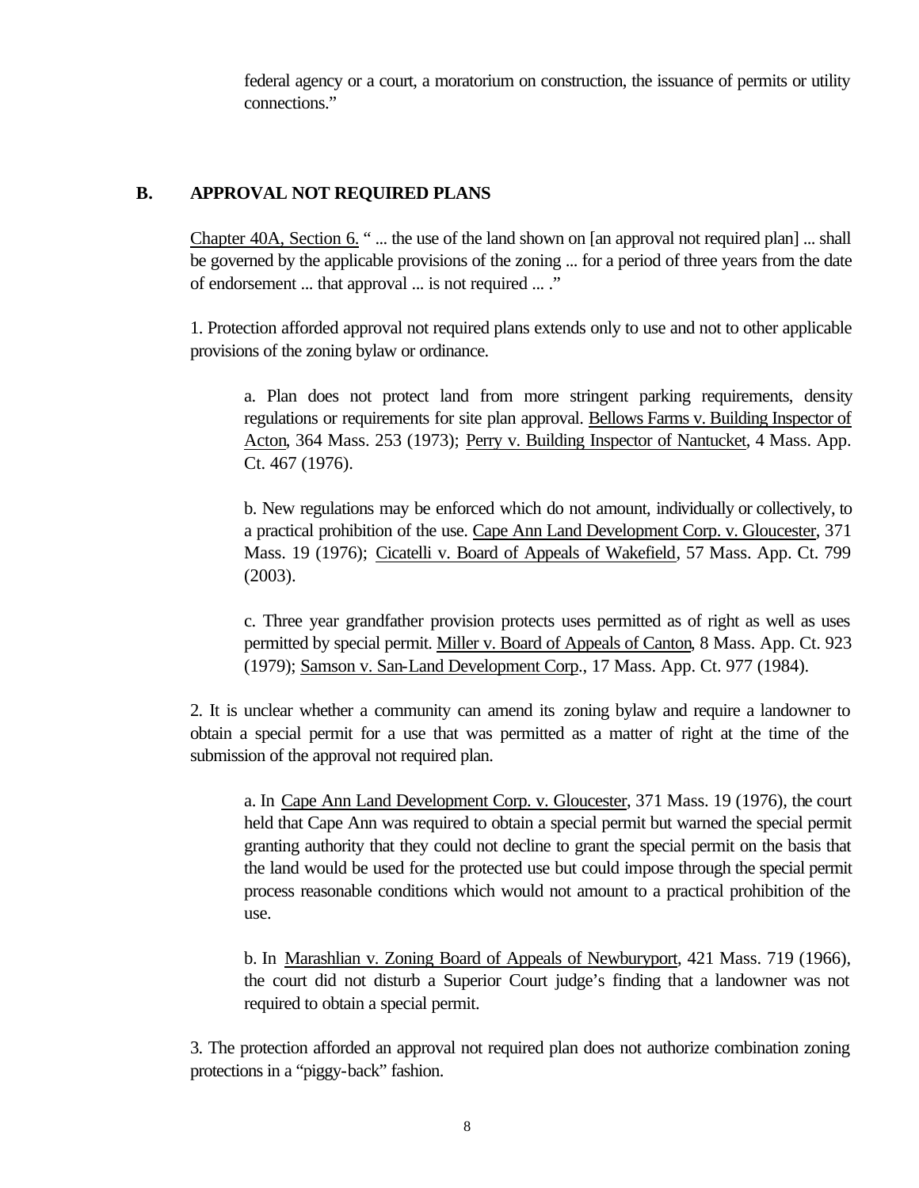federal agency or a court, a moratorium on construction, the issuance of permits or utility connections."

## B. APPROVAL NOT REQUIRED PLANS

Chapter 40A, Section 6. " ... the use of the land shown on [an approval not required plan] ... shall be governed by the applicable provisions of the zoning ... for a period of three years from the date of endorsement ... that approval ... is not required ... ."

1. Protection afforded approval not required plans extends only to use and not to other applicable provisions of the zoning bylaw or ordinance.

    a. Plan does not protect land from more stringent parking requirements, density regulations or requirements for site plan approval. Bellows Farms v. Building Inspector of Acton, 364 Mass. 253 (1973); Perry v. Building Inspector of Nantucket, 4 Mass. App. Ct. 467 (1976).

    b. New regulations may be enforced which do not amount, individually or collectively, to a practical prohibition of the use. Cape Ann Land Development Corp. v. Gloucester, 371 Mass. 19 (1976); Cicatelli v. Board of Appeals of Wakefield, 57 Mass. App. Ct. 799 (2003).

    c. Three year grandfather provision protects uses permitted as of right as well as uses permitted by special permit. Miller v. Board of Appeals of Canton, 8 Mass. App. Ct. 923 (1979); Samson v. San-Land Development Corp., 17 Mass. App. Ct. 977 (1984).

2. It is unclear whether a community can amend its zoning bylaw and require a landowner to obtain a special permit for a use that was permitted as a matter of right at the time of the submission of the approval not required plan.

    a. In Cape Ann Land Development Corp. v. Gloucester, 371 Mass. 19 (1976), the court held that Cape Ann was required to obtain a special permit but warned the special permit granting authority that they could not decline to grant the special permit on the basis that the land would be used for the protected use but could impose through the special permit process reasonable conditions which would not amount to a practical prohibition of the use.

    b. In Marashlian v. Zoning Board of Appeals of Newburyport, 421 Mass. 719 (1966), the court did not disturb a Superior Court judge's finding that a landowner was not required to obtain a special permit.

3. The protection afforded an approval not required plan does not authorize combination zoning protections in a "piggy-back" fashion.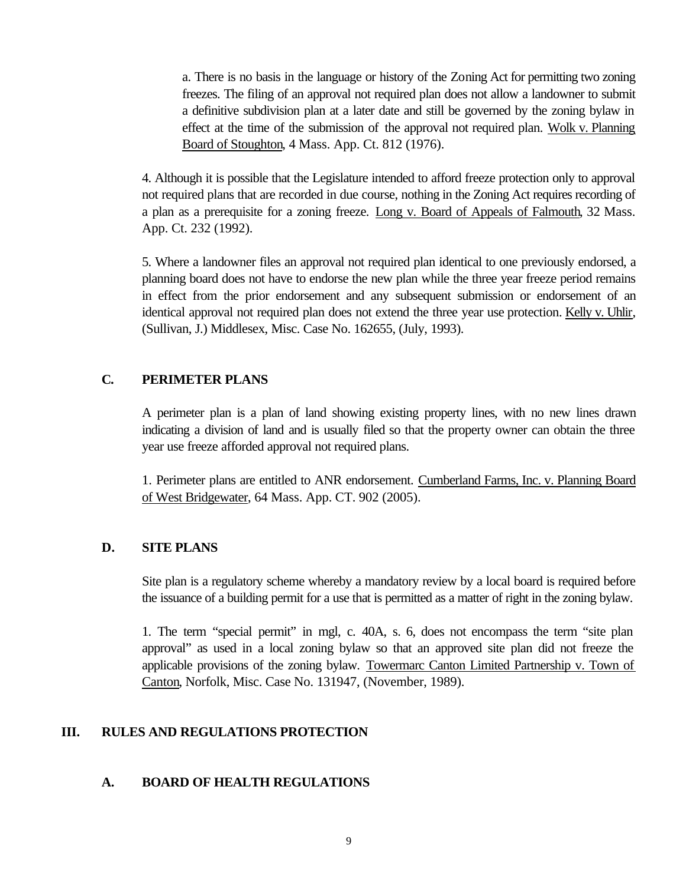a. There is no basis in the language or history of the Zoning Act for permitting two zoning freezes. The filing of an approval not required plan does not allow a landowner to submit a definitive subdivision plan at a later date and still be governed by the zoning bylaw in effect at the time of the submission of the approval not required plan. Wolk v. Planning Board of Stoughton, 4 Mass. App. Ct. 812 (1976).

4. Although it is possible that the Legislature intended to afford freeze protection only to approval not required plans that are recorded in due course, nothing in the Zoning Act requires recording of a plan as a prerequisite for a zoning freeze. Long v. Board of Appeals of Falmouth, 32 Mass. App. Ct. 232 (1992).

5. Where a landowner files an approval not required plan identical to one previously endorsed, a planning board does not have to endorse the new plan while the three year freeze period remains in effect from the prior endorsement and any subsequent submission or endorsement of an identical approval not required plan does not extend the three year use protection. Kelly v. Uhlir, (Sullivan, J.) Middlesex, Misc. Case No. 162655, (July, 1993).

### C. PERIMETER PLANS

A perimeter plan is a plan of land showing existing property lines, with no new lines drawn indicating a division of land and is usually filed so that the property owner can obtain the three year use freeze afforded approval not required plans.

1. Perimeter plans are entitled to ANR endorsement. Cumberland Farms, Inc. v. Planning Board of West Bridgewater, 64 Mass. App. CT. 902 (2005).

### D. SITE PLANS

Site plan is a regulatory scheme whereby a mandatory review by a local board is required before the issuance of a building permit for a use that is permitted as a matter of right in the zoning bylaw.

1. The term "special permit" in mgl, c. 40A, s. 6, does not encompass the term "site plan approval" as used in a local zoning bylaw so that an approved site plan did not freeze the applicable provisions of the zoning bylaw. Towermarc Canton Limited Partnership v. Town of Canton, Norfolk, Misc. Case No. 131947, (November, 1989).

## III. RULES AND REGULATIONS PROTECTION

### A. BOARD OF HEALTH REGULATIONS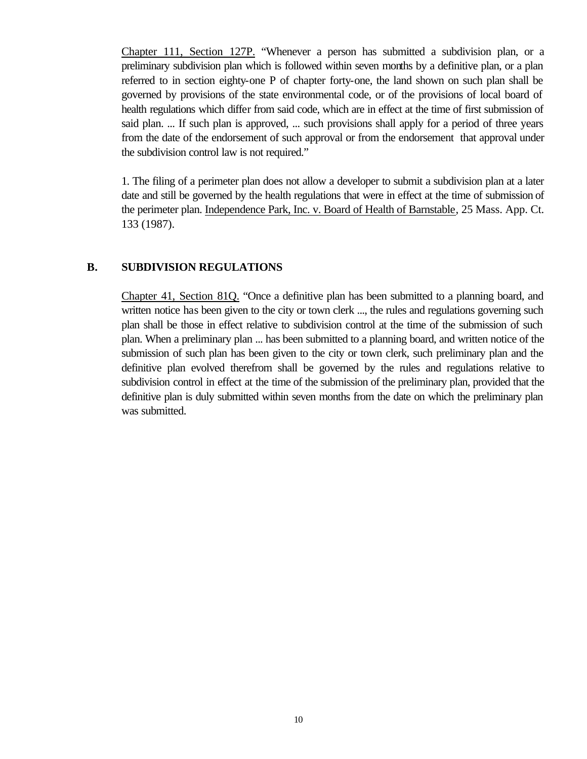Chapter 111, Section 127P. "Whenever a person has submitted a subdivision plan, or a preliminary subdivision plan which is followed within seven months by a definitive plan, or a plan referred to in section eighty-one P of chapter forty-one, the land shown on such plan shall be governed by provisions of the state environmental code, or of the provisions of local board of health regulations which differ from said code, which are in effect at the time of first submission of said plan. ... If such plan is approved, ... such provisions shall apply for a period of three years from the date of the endorsement of such approval or from the endorsement that approval under the subdivision control law is not required."

1. The filing of a perimeter plan does not allow a developer to submit a subdivision plan at a later date and still be governed by the health regulations that were in effect at the time of submission of the perimeter plan. Independence Park, Inc. v. Board of Health of Barnstable, 25 Mass. App. Ct. 133 (1987).

## B. SUBDIVISION REGULATIONS

Chapter 41, Section 81Q. "Once a definitive plan has been submitted to a planning board, and written notice has been given to the city or town clerk ..., the rules and regulations governing such plan shall be those in effect relative to subdivision control at the time of the submission of such plan. When a preliminary plan ... has been submitted to a planning board, and written notice of the submission of such plan has been given to the city or town clerk, such preliminary plan and the definitive plan evolved therefrom shall be governed by the rules and regulations relative to subdivision control in effect at the time of the submission of the preliminary plan, provided that the definitive plan is duly submitted within seven months from the date on which the preliminary plan was submitted.